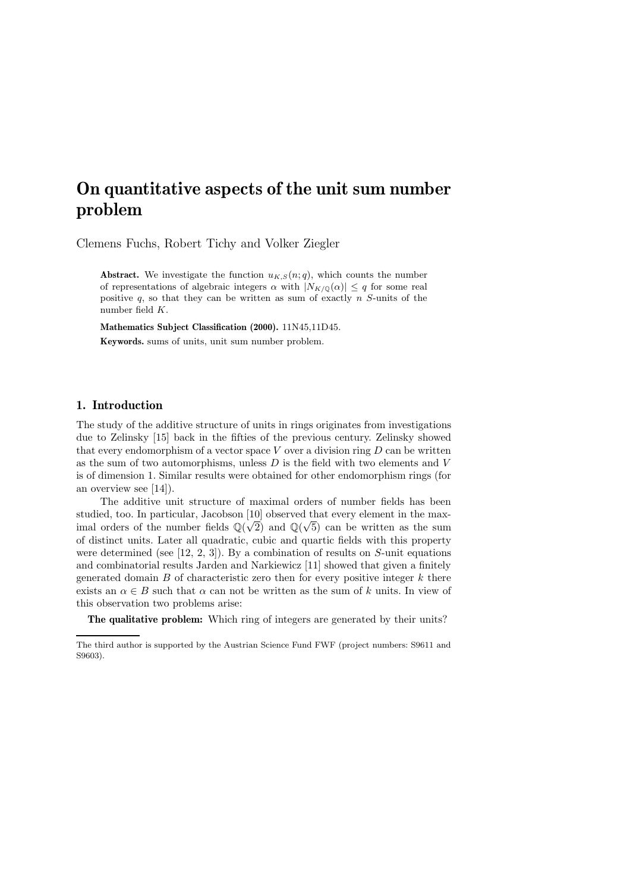# On quantitative aspects of the unit sum number problem

Clemens Fuchs, Robert Tichy and Volker Ziegler

**Abstract.** We investigate the function $u_{K,S}(n;q)$, which counts the number of representations of algebraic integers $\alpha$ with $|N_{K/\mathbb{Q}}(\alpha)| \leq q$ for some real positive $q$, so that they can be written as sum of exactly $n$ $S$-units of the number field $K$.

**Mathematics Subject Classification (2000).** 11N45,11D45.

**Keywords.** sums of units, unit sum number problem.

## 1. Introduction

The study of the additive structure of units in rings originates from investigations due to Zelinsky [15] back in the fifties of the previous century. Zelinsky showed that every endomorphism of a vector space $V$ over a division ring $D$ can be written as the sum of two automorphisms, unless $D$ is the field with two elements and $V$ is of dimension 1. Similar results were obtained for other endomorphism rings (for an overview see [14]).

The additive unit structure of maximal orders of number fields has been studied, too. In particular, Jacobson [10] observed that every element in the maximal orders of the number fields $\mathbb{Q}(\sqrt{2})$ and $\mathbb{Q}(\sqrt{5})$ can be written as the sum of distinct units. Later all quadratic, cubic and quartic fields with this property were determined (see [12, 2, 3]). By a combination of results on $S$-unit equations and combinatorial results Jarden and Narkiewicz [11] showed that given a finitely generated domain $B$ of characteristic zero then for every positive integer $k$ there exists an $\alpha \in B$ such that $\alpha$ can not be written as the sum of $k$ units. In view of this observation two problems arise:

**The qualitative problem:** Which ring of integers are generated by their units?

The third author is supported by the Austrian Science Fund FWF (project numbers: S9611 and S9603).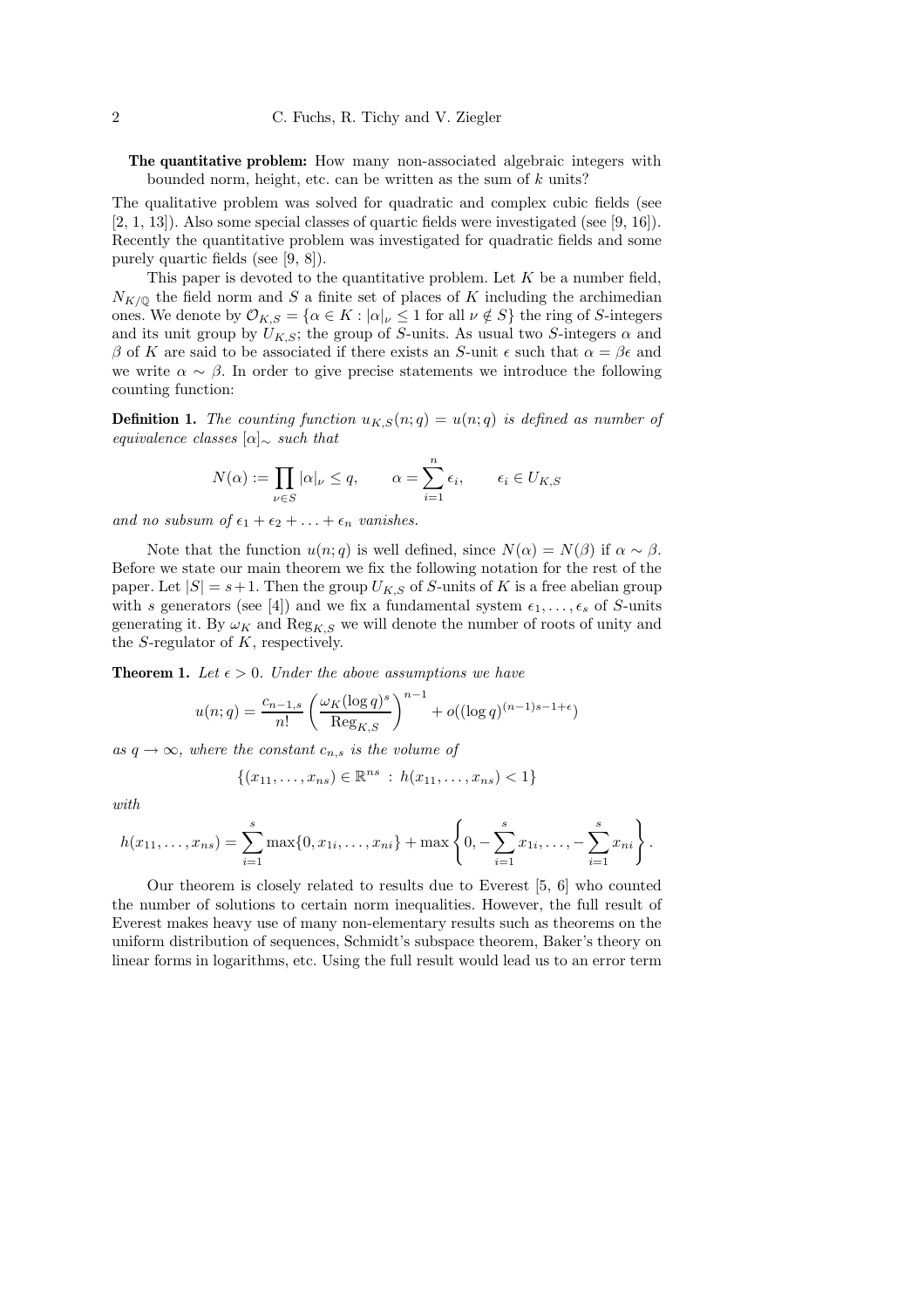**The quantitative problem:** How many non-associated algebraic integers with bounded norm, height, etc. can be written as the sum of $k$ units?

The qualitative problem was solved for quadratic and complex cubic fields (see [2, 1, 13]). Also some special classes of quartic fields were investigated (see [9, 16]). Recently the quantitative problem was investigated for quadratic fields and some purely quartic fields (see [9, 8]).

This paper is devoted to the quantitative problem. Let $K$ be a number field, $N_{K/\mathbb{Q}}$ the field norm and $S$ a finite set of places of $K$ including the archimedian ones. We denote by $\mathcal{O}_{K,S} = \{\alpha \in K : |\alpha|_\nu \leq 1 \text{ for all } \nu \notin S\}$ the ring of $S$-integers and its unit group by $U_{K,S}$; the group of $S$-units. As usual two $S$-integers $\alpha$ and $\beta$ of $K$ are said to be associated if there exists an $S$-unit $\epsilon$ such that $\alpha = \beta\epsilon$ and we write $\alpha \sim \beta$. In order to give precise statements we introduce the following counting function:

**Definition 1.** *The counting function $u_{K,S}(n;q) = u(n;q)$ is defined as number of equivalence classes $[\alpha]_\sim$ such that*

$$N(\alpha) := \prod_{\nu \in S} |\alpha|_\nu \leq q, \qquad \alpha = \sum_{i=1}^{n} \epsilon_i, \qquad \epsilon_i \in U_{K,S}$$

*and no subsum of $\epsilon_1 + \epsilon_2 + \ldots + \epsilon_n$ vanishes.*

Note that the function $u(n;q)$ is well defined, since $N(\alpha) = N(\beta)$ if $\alpha \sim \beta$. Before we state our main theorem we fix the following notation for the rest of the paper. Let $|S| = s+1$. Then the group $U_{K,S}$ of $S$-units of $K$ is a free abelian group with $s$ generators (see [4]) and we fix a fundamental system $\epsilon_1, \ldots, \epsilon_s$ of $S$-units generating it. By $\omega_K$ and $\mathrm{Reg}_{K,S}$ we will denote the number of roots of unity and the $S$-regulator of $K$, respectively.

**Theorem 1.** *Let $\epsilon > 0$. Under the above assumptions we have*

$$u(n;q) = \frac{c_{n-1,s}}{n!} \left( \frac{\omega_K (\log q)^s}{\mathrm{Reg}_{K,S}} \right)^{n-1} + o((\log q)^{(n-1)s-1+\epsilon})$$

*as $q \to \infty$, where the constant $c_{n,s}$ is the volume of*

$$\{(x_{11}, \ldots, x_{ns}) \in \mathbb{R}^{ns} \,:\, h(x_{11}, \ldots, x_{ns}) < 1\}$$

*with*

$$h(x_{11}, \ldots, x_{ns}) = \sum_{i=1}^{s} \max\{0, x_{1i}, \ldots, x_{ni}\} + \max\left\{0, -\sum_{i=1}^{s} x_{1i}, \ldots, -\sum_{i=1}^{s} x_{ni}\right\}.$$

Our theorem is closely related to results due to Everest [5, 6] who counted the number of solutions to certain norm inequalities. However, the full result of Everest makes heavy use of many non-elementary results such as theorems on the uniform distribution of sequences, Schmidt's subspace theorem, Baker's theory on linear forms in logarithms, etc. Using the full result would lead us to an error term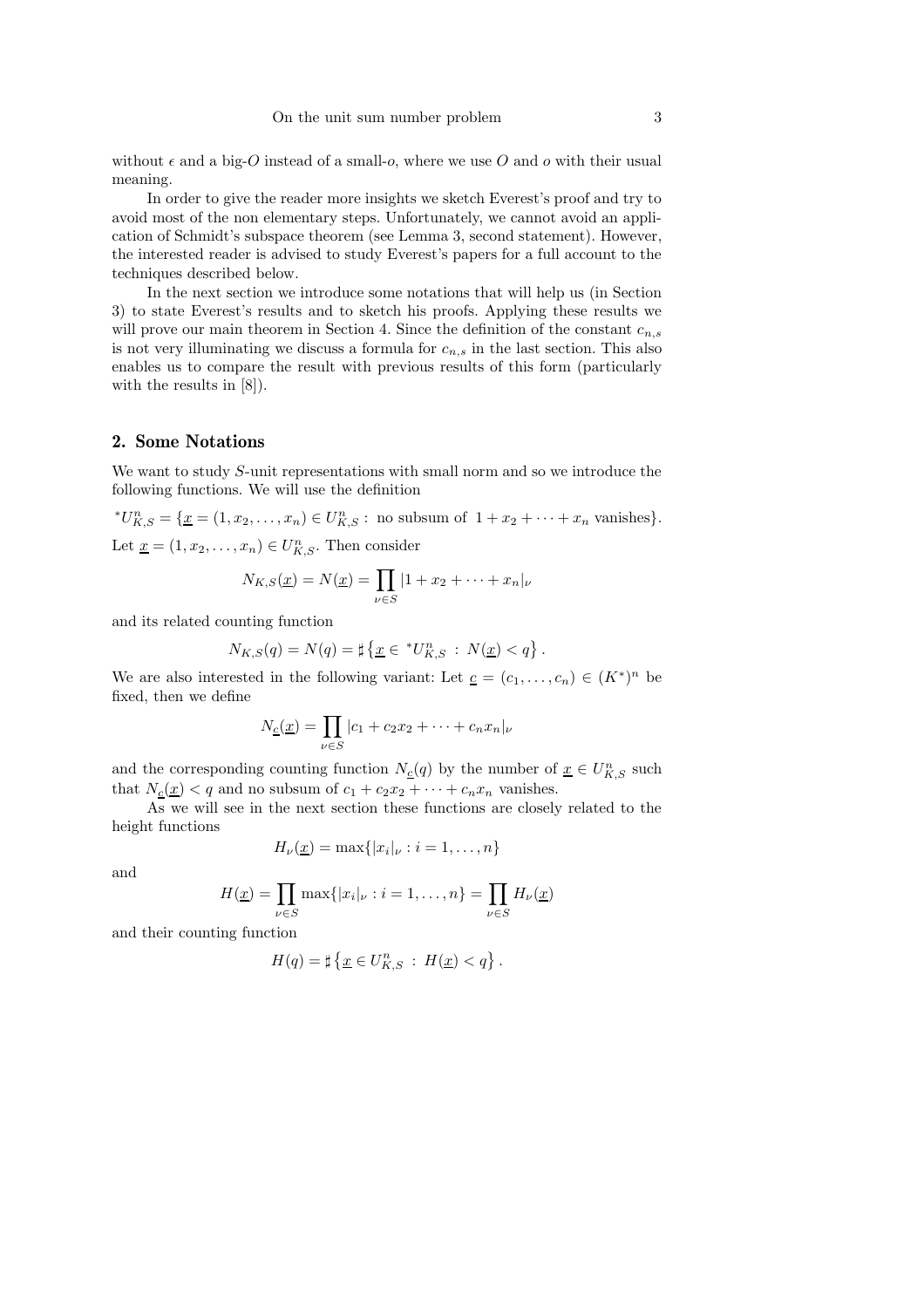without $\epsilon$ and a big-$O$ instead of a small-$o$, where we use $O$ and $o$ with their usual meaning.

In order to give the reader more insights we sketch Everest's proof and try to avoid most of the non elementary steps. Unfortunately, we cannot avoid an application of Schmidt's subspace theorem (see Lemma 3, second statement). However, the interested reader is advised to study Everest's papers for a full account to the techniques described below.

In the next section we introduce some notations that will help us (in Section 3) to state Everest's results and to sketch his proofs. Applying these results we will prove our main theorem in Section 4. Since the definition of the constant $c_{n,s}$ is not very illuminating we discuss a formula for $c_{n,s}$ in the last section. This also enables us to compare the result with previous results of this form (particularly with the results in [8]).

## 2. Some Notations

We want to study $S$-unit representations with small norm and so we introduce the following functions. We will use the definition

$${}^*U_{K,S}^n = \{\underline{x} = (1, x_2, \ldots, x_n) \in U_{K,S}^n : \text{ no subsum of } 1 + x_2 + \cdots + x_n \text{ vanishes}\}.$$

Let $\underline{x} = (1, x_2, \ldots, x_n) \in U_{K,S}^n$. Then consider

$$N_{K,S}(\underline{x}) = N(\underline{x}) = \prod_{\nu \in S} |1 + x_2 + \cdots + x_n|_\nu$$

and its related counting function

$$N_{K,S}(q) = N(q) = \sharp \left\{ \underline{x} \in {}^*U_{K,S}^n \, : \, N(\underline{x}) < q \right\}.$$

We are also interested in the following variant: Let $\underline{c} = (c_1, \ldots, c_n) \in (K^*)^n$ be fixed, then we define

$$N_{\underline{c}}(\underline{x}) = \prod_{\nu \in S} |c_1 + c_2 x_2 + \cdots + c_n x_n|_\nu$$

and the corresponding counting function $N_{\underline{c}}(q)$ by the number of $\underline{x} \in U_{K,S}^n$ such that $N_{\underline{c}}(\underline{x}) < q$ and no subsum of $c_1 + c_2 x_2 + \cdots + c_n x_n$ vanishes.

As we will see in the next section these functions are closely related to the height functions

$$H_\nu(\underline{x}) = \max\{|x_i|_\nu : i = 1, \ldots, n\}$$

and

$$H(\underline{x}) = \prod_{\nu \in S} \max\{|x_i|_\nu : i = 1, \ldots, n\} = \prod_{\nu \in S} H_\nu(\underline{x})$$

and their counting function

$$H(q) = \sharp \left\{ \underline{x} \in U_{K,S}^n \, : \, H(\underline{x}) < q \right\}.$$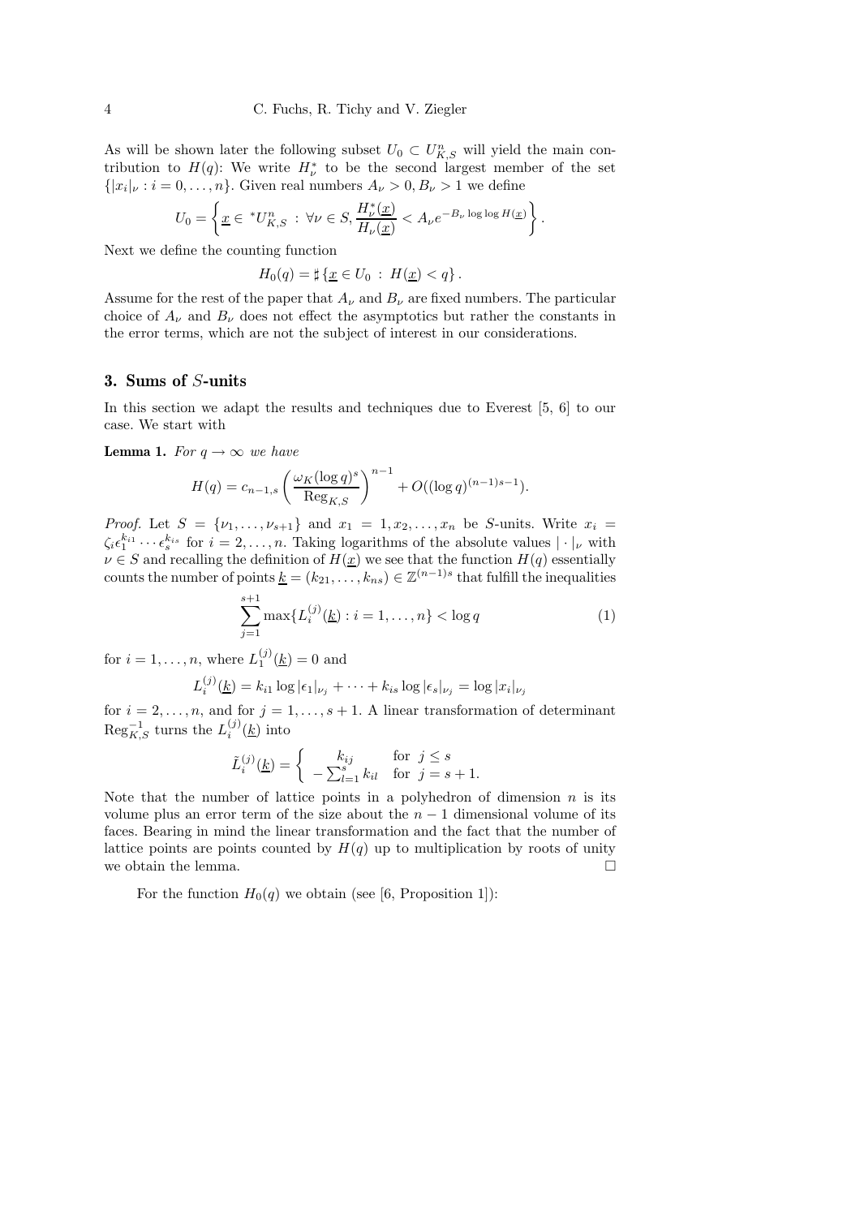As will be shown later the following subset $U_0 \subset U^n_{K,S}$ will yield the main contribution to $H(q)$: We write $H^*_\nu$ to be the second largest member of the set $\{|x_i|_\nu : i = 0,\dots,n\}$. Given real numbers $A_\nu > 0, B_\nu > 1$ we define

$$U_0 = \left\{ \underline{x} \in {}^*U^n_{K,S} \,:\, \forall \nu \in S, \frac{H^*_\nu(\underline{x})}{H_\nu(\underline{x})} < A_\nu e^{-B_\nu \log\log H(\underline{x})} \right\}.$$

Next we define the counting function

$$H_0(q) = \sharp \left\{ \underline{x} \in U_0 \,:\, H(\underline{x}) < q \right\}.$$

Assume for the rest of the paper that $A_\nu$ and $B_\nu$ are fixed numbers. The particular choice of $A_\nu$ and $B_\nu$ does not effect the asymptotics but rather the constants in the error terms, which are not the subject of interest in our considerations.

## 3. Sums of $S$-units

In this section we adapt the results and techniques due to Everest [5, 6] to our case. We start with

**Lemma 1.** *For $q \to \infty$ we have*

$$H(q) = c_{n-1,s}\left(\frac{\omega_K (\log q)^s}{\mathrm{Reg}_{K,S}}\right)^{n-1} + O((\log q)^{(n-1)s-1}).$$

*Proof.* Let $S = \{\nu_1,\dots,\nu_{s+1}\}$ and $x_1 = 1, x_2,\dots,x_n$ be $S$-units. Write $x_i = \zeta_i \epsilon_1^{k_{i1}} \cdots \epsilon_s^{k_{is}}$ for $i = 2,\dots,n$. Taking logarithms of the absolute values $|\cdot|_\nu$ with $\nu \in S$ and recalling the definition of $H(\underline{x})$ we see that the function $H(q)$ essentially counts the number of points $\underline{k} = (k_{21},\dots,k_{ns}) \in \mathbb{Z}^{(n-1)s}$ that fulfill the inequalities

$$\sum_{j=1}^{s+1} \max\{L_i^{(j)}(\underline{k}) : i = 1,\dots,n\} < \log q \tag{1}$$

for $i = 1,\dots,n$, where $L_1^{(j)}(\underline{k}) = 0$ and

$$L_i^{(j)}(\underline{k}) = k_{i1}\log|\epsilon_1|_{\nu_j} + \cdots + k_{is}\log|\epsilon_s|_{\nu_j} = \log|x_i|_{\nu_j}$$

for $i = 2,\dots,n$, and for $j = 1,\dots,s+1$. A linear transformation of determinant $\mathrm{Reg}^{-1}_{K,S}$ turns the $L_i^{(j)}(\underline{k})$ into

$$\tilde{L}_i^{(j)}(\underline{k}) = \begin{cases} k_{ij} & \text{for } j \le s \\ -\sum_{l=1}^{s} k_{il} & \text{for } j = s+1. \end{cases}$$

Note that the number of lattice points in a polyhedron of dimension $n$ is its volume plus an error term of the size about the $n-1$ dimensional volume of its faces. Bearing in mind the linear transformation and the fact that the number of lattice points are points counted by $H(q)$ up to multiplication by roots of unity we obtain the lemma. □

For the function $H_0(q)$ we obtain (see [6, Proposition 1]):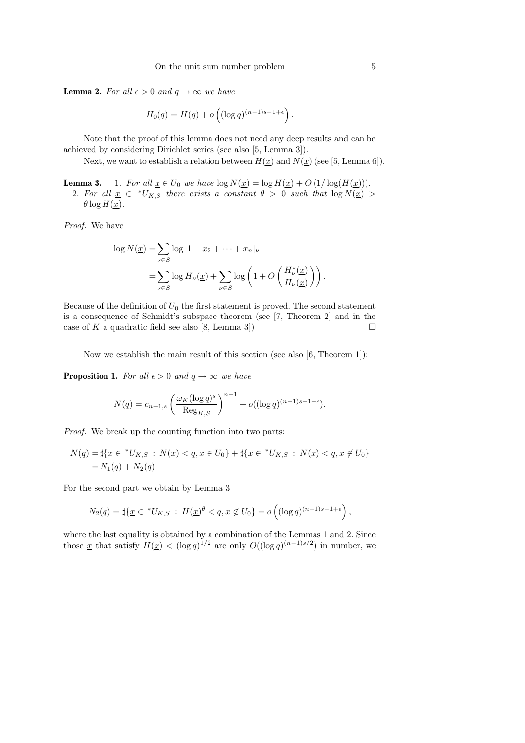**Lemma 2.** *For all $\epsilon > 0$ and $q \to \infty$ we have*

$$H_0(q) = H(q) + o\left((\log q)^{(n-1)s-1+\epsilon}\right).$$

Note that the proof of this lemma does not need any deep results and can be achieved by considering Dirichlet series (see also [5, Lemma 3]).

Next, we want to establish a relation between $H(\underline{x})$ and $N(\underline{x})$ (see [5, Lemma 6]).

**Lemma 3.** 1. *For all $\underline{x} \in U_0$ we have $\log N(\underline{x}) = \log H(\underline{x}) + O\left(1/\log(H(\underline{x}))\right)$.*
2. *For all $\underline{x} \in {}^*U_{K,S}$ there exists a constant $\theta > 0$ such that $\log N(\underline{x}) > \theta \log H(\underline{x})$.*

*Proof.* We have

$$\begin{aligned}
\log N(\underline{x}) &= \sum_{\nu \in S} \log |1 + x_2 + \cdots + x_n|_\nu \\
&= \sum_{\nu \in S} \log H_\nu(\underline{x}) + \sum_{\nu \in S} \log \left(1 + O\left(\frac{H_\nu^*(\underline{x})}{H_\nu(\underline{x})}\right)\right).
\end{aligned}$$

Because of the definition of $U_0$ the first statement is proved. The second statement is a consequence of Schmidt's subspace theorem (see [7, Theorem 2] and in the case of $K$ a quadratic field see also [8, Lemma 3]) $\square$

Now we establish the main result of this section (see also [6, Theorem 1]):

**Proposition 1.** *For all $\epsilon > 0$ and $q \to \infty$ we have*

$$N(q) = c_{n-1,s}\left(\frac{\omega_K (\log q)^s}{\mathrm{Reg}_{K,S}}\right)^{n-1} + o((\log q)^{(n-1)s-1+\epsilon}).$$

*Proof.* We break up the counting function into two parts:

$$\begin{aligned}
N(q) &= \sharp\{\underline{x} \in {}^*U_{K,S} \,:\, N(\underline{x}) < q, x \in U_0\} + \sharp\{\underline{x} \in {}^*U_{K,S} \,:\, N(\underline{x}) < q, x \notin U_0\} \\
&= N_1(q) + N_2(q)
\end{aligned}$$

For the second part we obtain by Lemma 3

$$N_2(q) = \sharp\{\underline{x} \in {}^*U_{K,S} \,:\, H(\underline{x})^\theta < q, x \notin U_0\} = o\left((\log q)^{(n-1)s-1+\epsilon}\right),$$

where the last equality is obtained by a combination of the Lemmas 1 and 2. Since those $\underline{x}$ that satisfy $H(\underline{x}) < (\log q)^{1/2}$ are only $O((\log q)^{(n-1)s/2})$ in number, we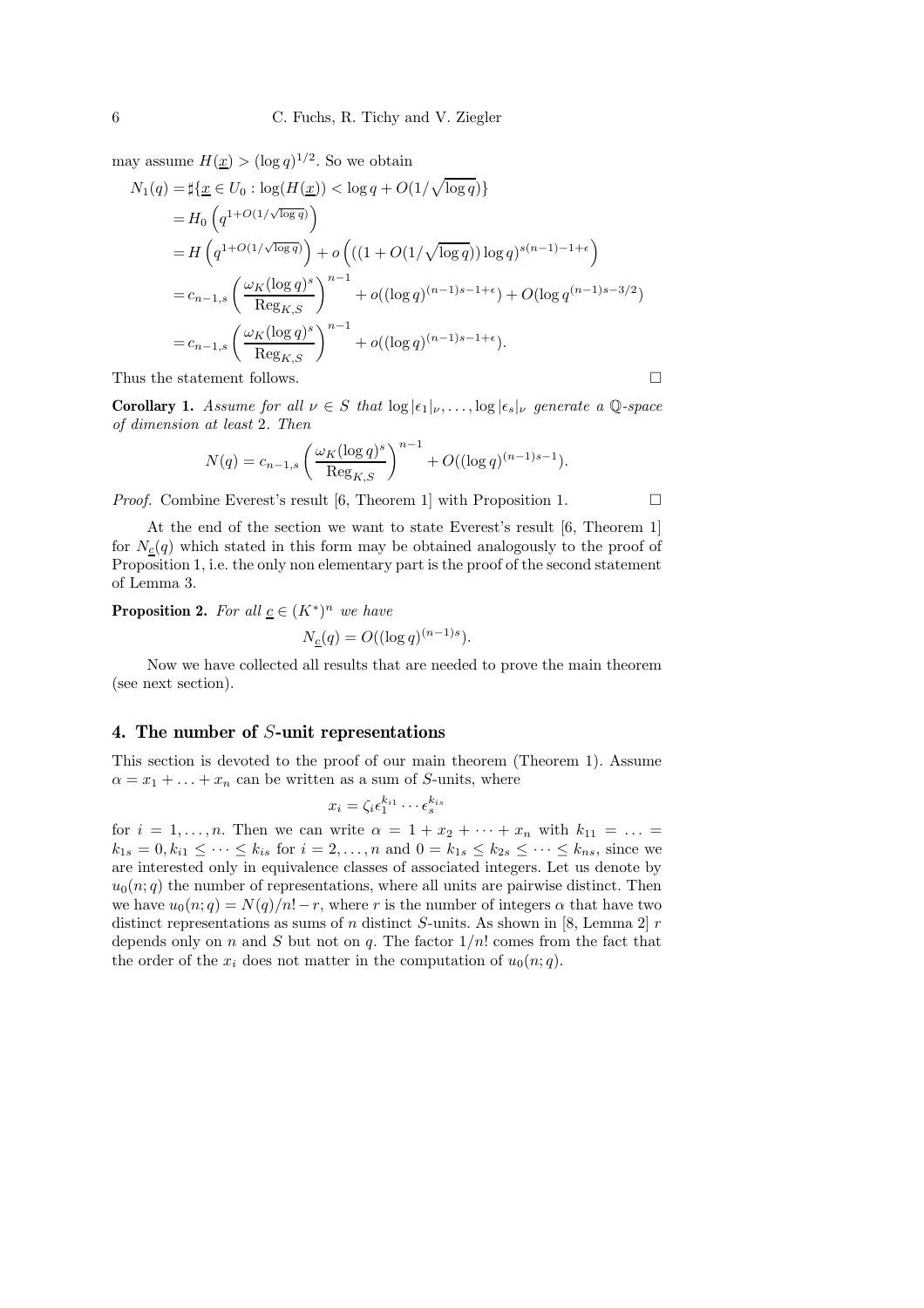may assume $H(\underline{x}) > (\log q)^{1/2}$. So we obtain

$$
\begin{aligned}
N_1(q) &= \sharp\{\underline{x} \in U_0 : \log(H(\underline{x})) < \log q + O(1/\sqrt{\log q})\} \\
&= H_0\left(q^{1+O(1/\sqrt{\log q})}\right) \\
&= H\left(q^{1+O(1/\sqrt{\log q})}\right) + o\left(((1+O(1/\sqrt{\log q}))\log q)^{s(n-1)-1+\epsilon}\right) \\
&= c_{n-1,s}\left(\frac{\omega_K(\log q)^s}{\mathrm{Reg}_{K,S}}\right)^{n-1} + o((\log q)^{(n-1)s-1+\epsilon}) + O(\log q^{(n-1)s-3/2}) \\
&= c_{n-1,s}\left(\frac{\omega_K(\log q)^s}{\mathrm{Reg}_{K,S}}\right)^{n-1} + o((\log q)^{(n-1)s-1+\epsilon}).
\end{aligned}
$$

Thus the statement follows. □

**Corollary 1.** *Assume for all $\nu \in S$ that $\log|\epsilon_1|_\nu, \ldots, \log|\epsilon_s|_\nu$ generate a $\mathbb{Q}$-space of dimension at least 2. Then*

$$
N(q) = c_{n-1,s}\left(\frac{\omega_K(\log q)^s}{\mathrm{Reg}_{K,S}}\right)^{n-1} + O((\log q)^{(n-1)s-1}).
$$

*Proof.* Combine Everest's result [6, Theorem 1] with Proposition 1. □

At the end of the section we want to state Everest's result [6, Theorem 1] for $N_{\underline{c}}(q)$ which stated in this form may be obtained analogously to the proof of Proposition 1, i.e. the only non elementary part is the proof of the second statement of Lemma 3.

**Proposition 2.** *For all $\underline{c} \in (K^*)^n$ we have*

$$
N_{\underline{c}}(q) = O((\log q)^{(n-1)s}).
$$

Now we have collected all results that are needed to prove the main theorem (see next section).

## 4. The number of $S$-unit representations

This section is devoted to the proof of our main theorem (Theorem 1). Assume $\alpha = x_1 + \ldots + x_n$ can be written as a sum of $S$-units, where

$$
x_i = \zeta_i \epsilon_1^{k_{i1}} \cdots \epsilon_s^{k_{is}}
$$

for $i = 1, \ldots, n$. Then we can write $\alpha = 1 + x_2 + \cdots + x_n$ with $k_{11} = \ldots = k_{1s} = 0, k_{i1} \leq \cdots \leq k_{is}$ for $i = 2, \ldots, n$ and $0 = k_{1s} \leq k_{2s} \leq \cdots \leq k_{ns}$, since we are interested only in equivalence classes of associated integers. Let us denote by $u_0(n;q)$ the number of representations, where all units are pairwise distinct. Then we have $u_0(n;q) = N(q)/n! - r$, where $r$ is the number of integers $\alpha$ that have two distinct representations as sums of $n$ distinct $S$-units. As shown in [8, Lemma 2] $r$ depends only on $n$ and $S$ but not on $q$. The factor $1/n!$ comes from the fact that the order of the $x_i$ does not matter in the computation of $u_0(n;q)$.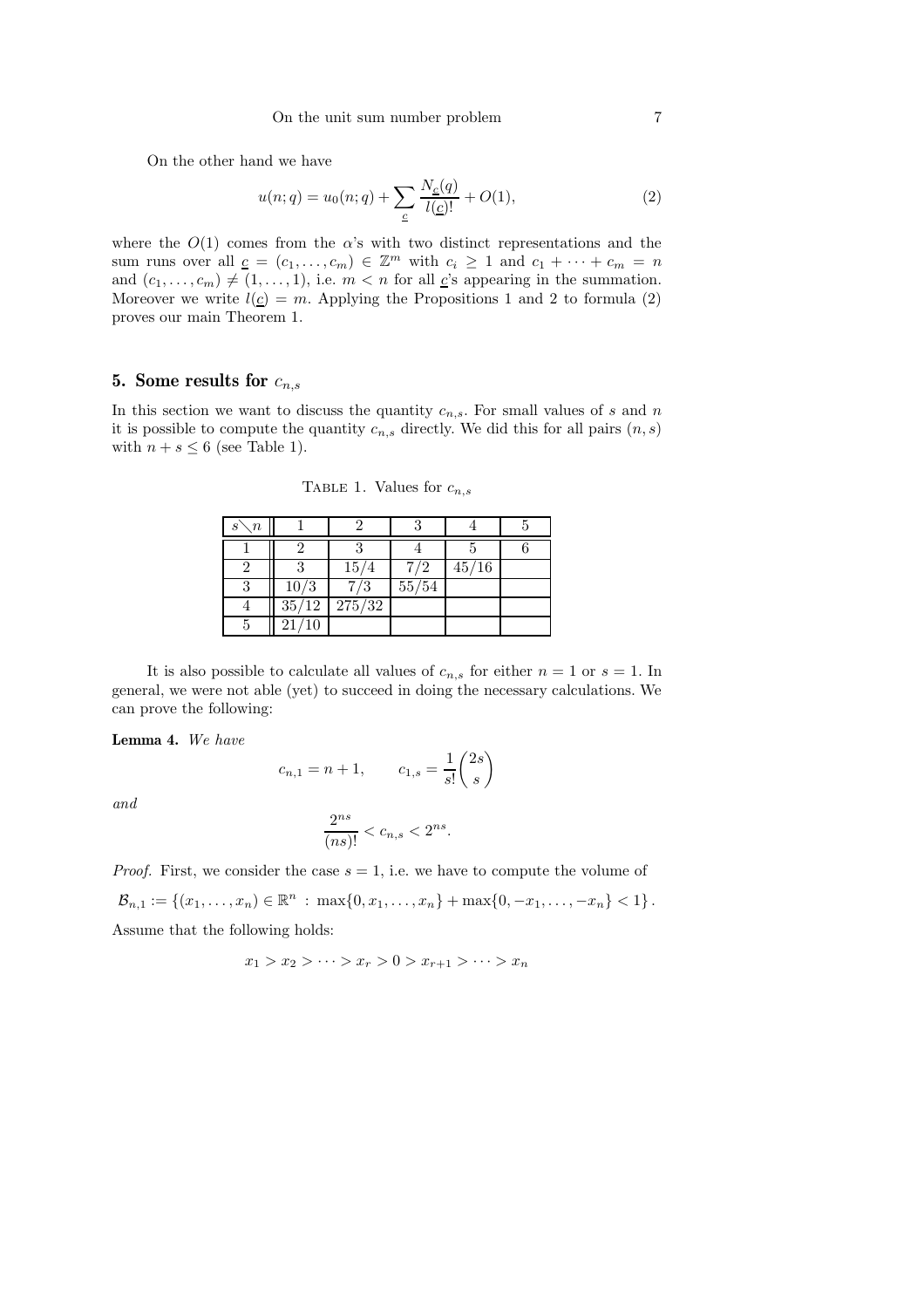On the other hand we have

$$u(n;q) = u_0(n;q) + \sum_{\underline{c}} \frac{N_{\underline{c}}(q)}{l(\underline{c})!} + O(1), \tag{2}$$

where the $O(1)$ comes from the $\alpha$'s with two distinct representations and the sum runs over all $\underline{c} = (c_1, \ldots, c_m) \in \mathbb{Z}^m$ with $c_i \geq 1$ and $c_1 + \cdots + c_m = n$ and $(c_1, \ldots, c_m) \neq (1, \ldots, 1)$, i.e. $m < n$ for all $\underline{c}$'s appearing in the summation. Moreover we write $l(\underline{c}) = m$. Applying the Propositions 1 and 2 to formula (2) proves our main Theorem 1.

## 5. Some results for $c_{n,s}$

In this section we want to discuss the quantity $c_{n,s}$. For small values of $s$ and $n$ it is possible to compute the quantity $c_{n,s}$ directly. We did this for all pairs $(n, s)$ with $n + s \leq 6$ (see Table 1).

TABLE 1. Values for $c_{n,s}$

| $s \diagdown n$ | 1 | 2 | 3 | 4 | 5 |
|---|---|---|---|---|---|
| 1 | 2 | 3 | 4 | 5 | 6 |
| 2 | 3 | 15/4 | 7/2 | 45/16 | |
| 3 | 10/3 | 7/3 | 55/54 | | |
| 4 | 35/12 | 275/32 | | | |
| 5 | 21/10 | | | | |

It is also possible to calculate all values of $c_{n,s}$ for either $n = 1$ or $s = 1$. In general, we were not able (yet) to succeed in doing the necessary calculations. We can prove the following:

**Lemma 4.** *We have*

$$c_{n,1} = n + 1, \qquad c_{1,s} = \frac{1}{s!}\binom{2s}{s}$$

*and*

$$\frac{2^{ns}}{(ns)!} < c_{n,s} < 2^{ns}.$$

*Proof.* First, we consider the case $s = 1$, i.e. we have to compute the volume of

$$\mathcal{B}_{n,1} := \{(x_1, \ldots, x_n) \in \mathbb{R}^n \, : \, \max\{0, x_1, \ldots, x_n\} + \max\{0, -x_1, \ldots, -x_n\} < 1\}.$$

Assume that the following holds:

$$x_1 > x_2 > \cdots > x_r > 0 > x_{r+1} > \cdots > x_n$$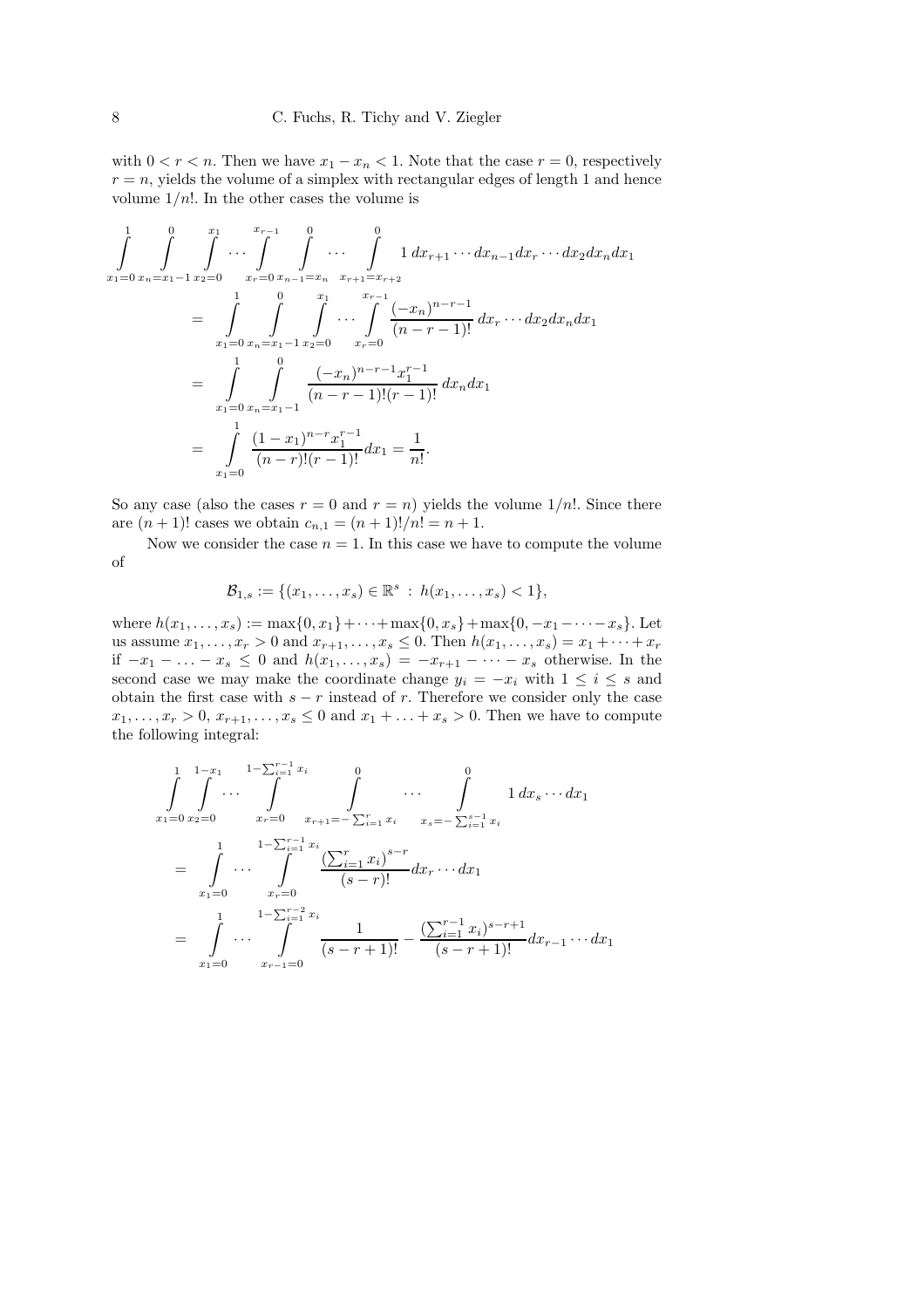with $0 < r < n$. Then we have $x_1 - x_n < 1$. Note that the case $r = 0$, respectively $r = n$, yields the volume of a simplex with rectangular edges of length 1 and hence volume $1/n!$. In the other cases the volume is

$$\begin{aligned}
&\int_{x_1=0}^{1} \int_{x_n=x_1-1}^{0} \int_{x_2=0}^{x_1} \cdots \int_{x_r=0}^{x_{r-1}} \int_{x_{n-1}=x_n}^{0} \cdots \int_{x_{r+1}=x_{r+2}}^{0} 1 \, dx_{r+1} \cdots dx_{n-1} dx_r \cdots dx_2 dx_n dx_1 \\
&\quad = \int_{x_1=0}^{1} \int_{x_n=x_1-1}^{0} \int_{x_2=0}^{x_1} \cdots \int_{x_r=0}^{x_{r-1}} \frac{(-x_n)^{n-r-1}}{(n-r-1)!} \, dx_r \cdots dx_2 dx_n dx_1 \\
&\quad = \int_{x_1=0}^{1} \int_{x_n=x_1-1}^{0} \frac{(-x_n)^{n-r-1} x_1^{r-1}}{(n-r-1)!(r-1)!} \, dx_n dx_1 \\
&\quad = \int_{x_1=0}^{1} \frac{(1-x_1)^{n-r} x_1^{r-1}}{(n-r)!(r-1)!} dx_1 = \frac{1}{n!}.
\end{aligned}$$

So any case (also the cases $r = 0$ and $r = n$) yields the volume $1/n!$. Since there are $(n+1)!$ cases we obtain $c_{n,1} = (n+1)!/n! = n+1$.

Now we consider the case $n = 1$. In this case we have to compute the volume of

$$\mathcal{B}_{1,s} := \{(x_1, \ldots, x_s) \in \mathbb{R}^s \, : \, h(x_1, \ldots, x_s) < 1\},$$

where $h(x_1, \ldots, x_s) := \max\{0, x_1\} + \cdots + \max\{0, x_s\} + \max\{0, -x_1 - \cdots - x_s\}$. Let us assume $x_1, \ldots, x_r > 0$ and $x_{r+1}, \ldots, x_s \leq 0$. Then $h(x_1, \ldots, x_s) = x_1 + \cdots + x_r$ if $-x_1 - \ldots - x_s \leq 0$ and $h(x_1, \ldots, x_s) = -x_{r+1} - \cdots - x_s$ otherwise. In the second case we may make the coordinate change $y_i = -x_i$ with $1 \leq i \leq s$ and obtain the first case with $s - r$ instead of $r$. Therefore we consider only the case $x_1, \ldots, x_r > 0$, $x_{r+1}, \ldots, x_s \leq 0$ and $x_1 + \ldots + x_s > 0$. Then we have to compute the following integral:

$$\begin{aligned}
&\int_{x_1=0}^{1} \int_{x_2=0}^{1-x_1} \cdots \int_{x_r=0}^{1-\sum_{i=1}^{r-1} x_i} \int_{x_{r+1}=-\sum_{i=1}^{r} x_i}^{0} \cdots \int_{x_s=-\sum_{i=1}^{s-1} x_i}^{0} 1 \, dx_s \cdots dx_1 \\
&\quad = \int_{x_1=0}^{1} \cdots \int_{x_r=0}^{1-\sum_{i=1}^{r-1} x_i} \frac{\left(\sum_{i=1}^{r} x_i\right)^{s-r}}{(s-r)!} dx_r \cdots dx_1 \\
&\quad = \int_{x_1=0}^{1} \cdots \int_{x_{r-1}=0}^{1-\sum_{i=1}^{r-2} x_i} \frac{1}{(s-r+1)!} - \frac{(\sum_{i=1}^{r-1} x_i)^{s-r+1}}{(s-r+1)!} dx_{r-1} \cdots dx_1
\end{aligned}$$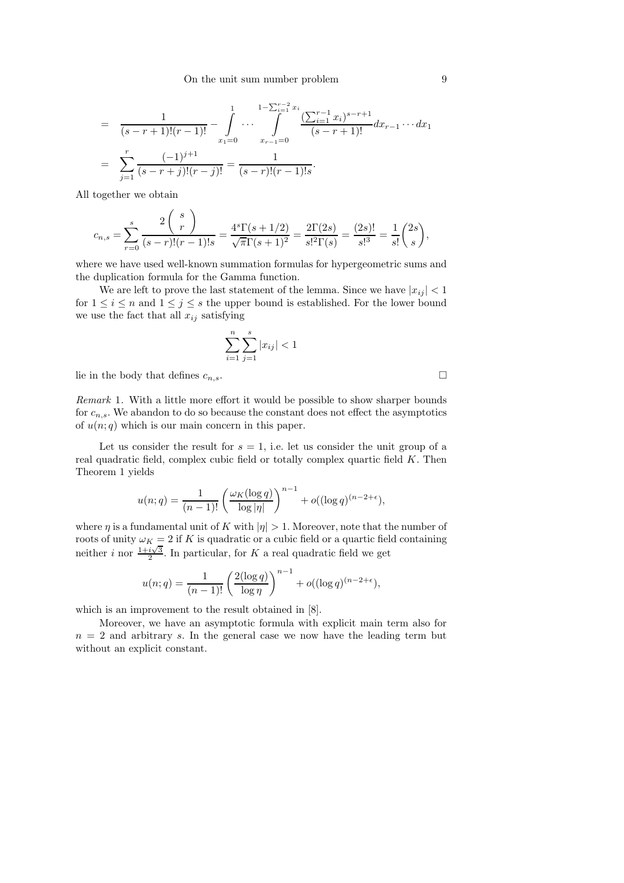$$
\begin{aligned}
&= \frac{1}{(s-r+1)!(r-1)!} - \int\limits_{x_1=0}^{1} \cdots \int\limits_{x_{r-1}=0}^{1-\sum_{i=1}^{r-2} x_i} \frac{(\sum_{i=1}^{r-1} x_i)^{s-r+1}}{(s-r+1)!} dx_{r-1} \cdots dx_1 \\
&= \sum_{j=1}^{r} \frac{(-1)^{j+1}}{(s-r+j)!(r-j)!} = \frac{1}{(s-r)!(r-1)!s}.
\end{aligned}
$$

All together we obtain

$$
c_{n,s} = \sum_{r=0}^{s} \frac{2\binom{s}{r}}{(s-r)!(r-1)!s} = \frac{4^s \Gamma(s+1/2)}{\sqrt{\pi}\Gamma(s+1)^2} = \frac{2\Gamma(2s)}{s!^2\Gamma(s)} = \frac{(2s)!}{s!^3} = \frac{1}{s!}\binom{2s}{s},
$$

where we have used well-known summation formulas for hypergeometric sums and the duplication formula for the Gamma function.

We are left to prove the last statement of the lemma. Since we have $|x_{ij}| < 1$ for $1 \leq i \leq n$ and $1 \leq j \leq s$ the upper bound is established. For the lower bound we use the fact that all $x_{ij}$ satisfying

$$
\sum_{i=1}^{n} \sum_{j=1}^{s} |x_{ij}| < 1
$$

lie in the body that defines $c_{n,s}$. □

*Remark* 1. With a little more effort it would be possible to show sharper bounds for $c_{n,s}$. We abandon to do so because the constant does not effect the asymptotics of $u(n;q)$ which is our main concern in this paper.

Let us consider the result for $s = 1$, i.e. let us consider the unit group of a real quadratic field, complex cubic field or totally complex quartic field $K$. Then Theorem 1 yields

$$
u(n;q) = \frac{1}{(n-1)!} \left( \frac{\omega_K (\log q)}{\log |\eta|} \right)^{n-1} + o((\log q)^{(n-2+\epsilon)}),
$$

where $\eta$ is a fundamental unit of $K$ with $|\eta| > 1$. Moreover, note that the number of roots of unity $\omega_K = 2$ if $K$ is quadratic or a cubic field or a quartic field containing neither $i$ nor $\frac{1+i\sqrt{3}}{2}$. In particular, for $K$ a real quadratic field we get

$$
u(n;q) = \frac{1}{(n-1)!} \left( \frac{2(\log q)}{\log \eta} \right)^{n-1} + o((\log q)^{(n-2+\epsilon)}),
$$

which is an improvement to the result obtained in [8].

Moreover, we have an asymptotic formula with explicit main term also for $n = 2$ and arbitrary $s$. In the general case we now have the leading term but without an explicit constant.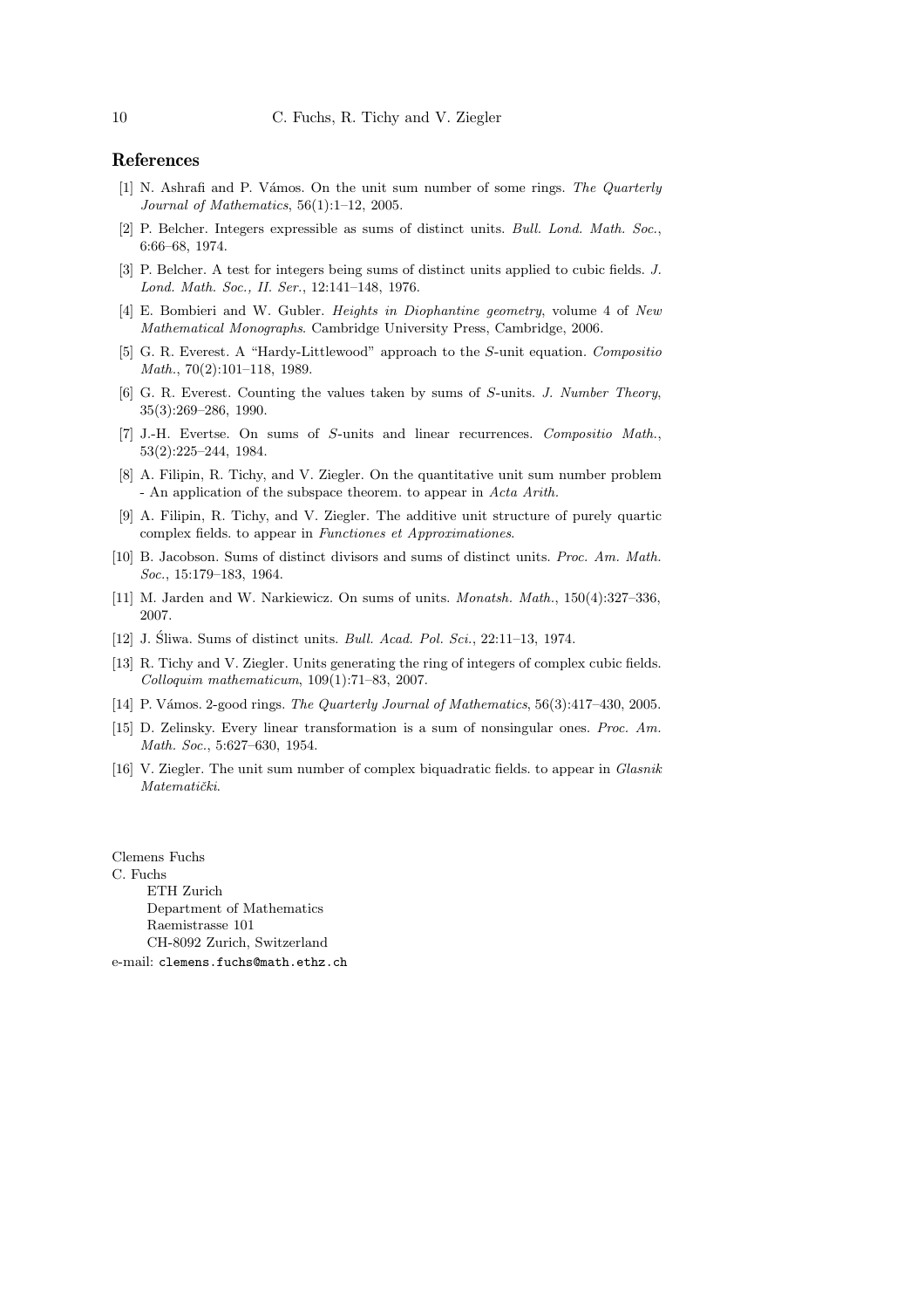## References

[1] N. Ashrafi and P. Vámos. On the unit sum number of some rings. *The Quarterly Journal of Mathematics*, 56(1):1–12, 2005.

[2] P. Belcher. Integers expressible as sums of distinct units. *Bull. Lond. Math. Soc.*, 6:66–68, 1974.

[3] P. Belcher. A test for integers being sums of distinct units applied to cubic fields. *J. Lond. Math. Soc., II. Ser.*, 12:141–148, 1976.

[4] E. Bombieri and W. Gubler. *Heights in Diophantine geometry*, volume 4 of *New Mathematical Monographs*. Cambridge University Press, Cambridge, 2006.

[5] G. R. Everest. A "Hardy-Littlewood" approach to the $S$-unit equation. *Compositio Math.*, 70(2):101–118, 1989.

[6] G. R. Everest. Counting the values taken by sums of $S$-units. *J. Number Theory*, 35(3):269–286, 1990.

[7] J.-H. Evertse. On sums of $S$-units and linear recurrences. *Compositio Math.*, 53(2):225–244, 1984.

[8] A. Filipin, R. Tichy, and V. Ziegler. On the quantitative unit sum number problem - An application of the subspace theorem. to appear in *Acta Arith.*

[9] A. Filipin, R. Tichy, and V. Ziegler. The additive unit structure of purely quartic complex fields. to appear in *Functiones et Approximationes*.

[10] B. Jacobson. Sums of distinct divisors and sums of distinct units. *Proc. Am. Math. Soc.*, 15:179–183, 1964.

[11] M. Jarden and W. Narkiewicz. On sums of units. *Monatsh. Math.*, 150(4):327–336, 2007.

[12] J. Śliwa. Sums of distinct units. *Bull. Acad. Pol. Sci.*, 22:11–13, 1974.

[13] R. Tichy and V. Ziegler. Units generating the ring of integers of complex cubic fields. *Colloquim mathematicum*, 109(1):71–83, 2007.

[14] P. Vámos. 2-good rings. *The Quarterly Journal of Mathematics*, 56(3):417–430, 2005.

[15] D. Zelinsky. Every linear transformation is a sum of nonsingular ones. *Proc. Am. Math. Soc.*, 5:627–630, 1954.

[16] V. Ziegler. The unit sum number of complex biquadratic fields. to appear in *Glasnik Matematički*.

Clemens Fuchs
C. Fuchs
ETH Zurich
Department of Mathematics
Raemistrasse 101
CH-8092 Zurich, Switzerland
e-mail: clemens.fuchs@math.ethz.ch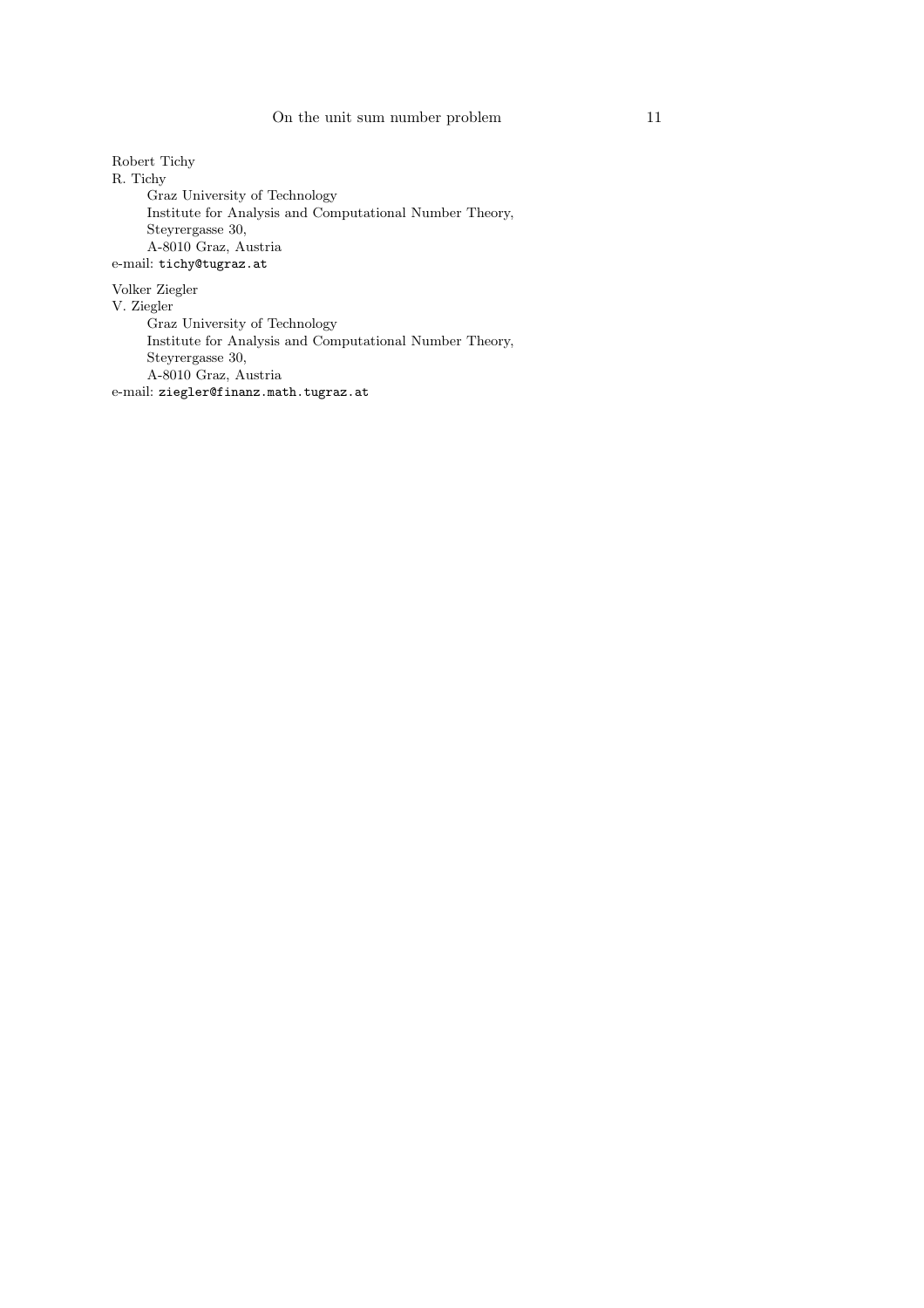Robert Tichy
R. Tichy
Graz University of Technology
Institute for Analysis and Computational Number Theory,
Steyrergasse 30,
A-8010 Graz, Austria
e-mail: `tichy@tugraz.at`

Volker Ziegler
V. Ziegler
Graz University of Technology
Institute for Analysis and Computational Number Theory,
Steyrergasse 30,
A-8010 Graz, Austria
e-mail: `ziegler@finanz.math.tugraz.at`